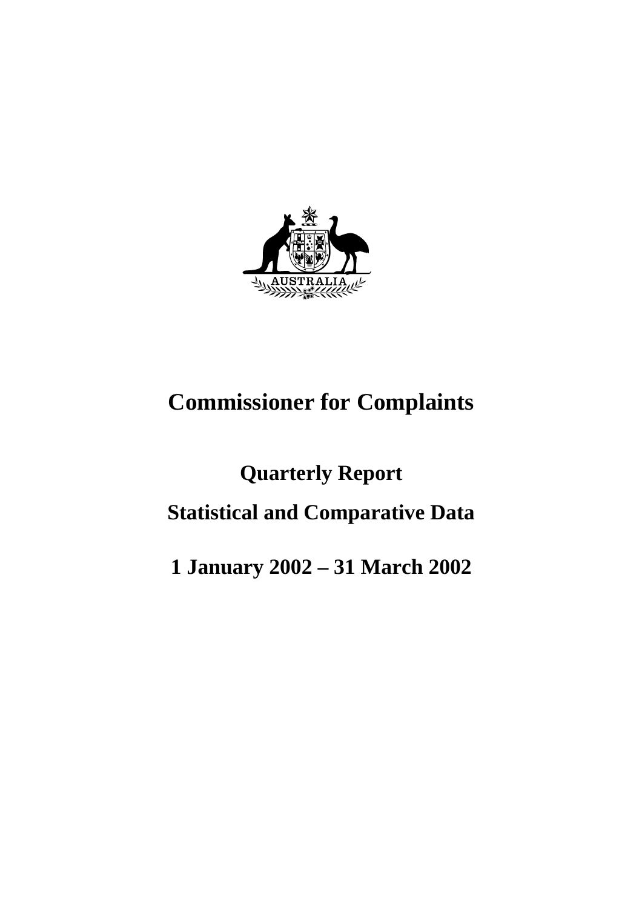# Commissioner for Complaints

## Quarterly Report

## Statistical and Comparative Data

## 1 January 2002 – 31 March 2002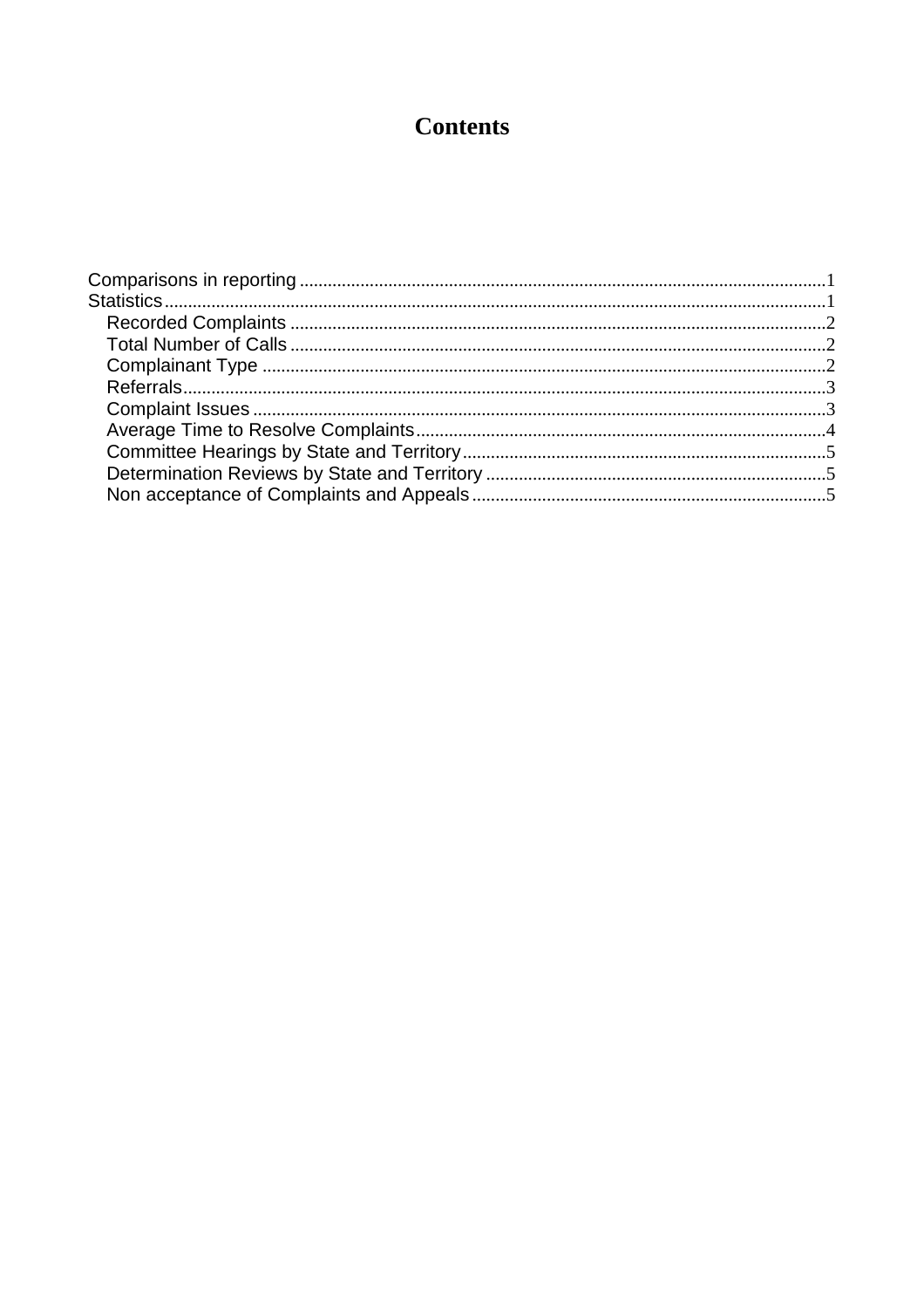# Contents

Comparisons in reporting ............................................................ 1
Statistics ............................................................ 1
- Recorded Complaints ............................................................ 2
- Total Number of Calls ............................................................ 2
- Complainant Type ............................................................ 2
- Referrals ............................................................ 3
- Complaint Issues ............................................................ 3
- Average Time to Resolve Complaints ............................................................ 4
- Committee Hearings by State and Territory ............................................................ 5
- Determination Reviews by State and Territory ............................................................ 5
- Non acceptance of Complaints and Appeals ............................................................ 5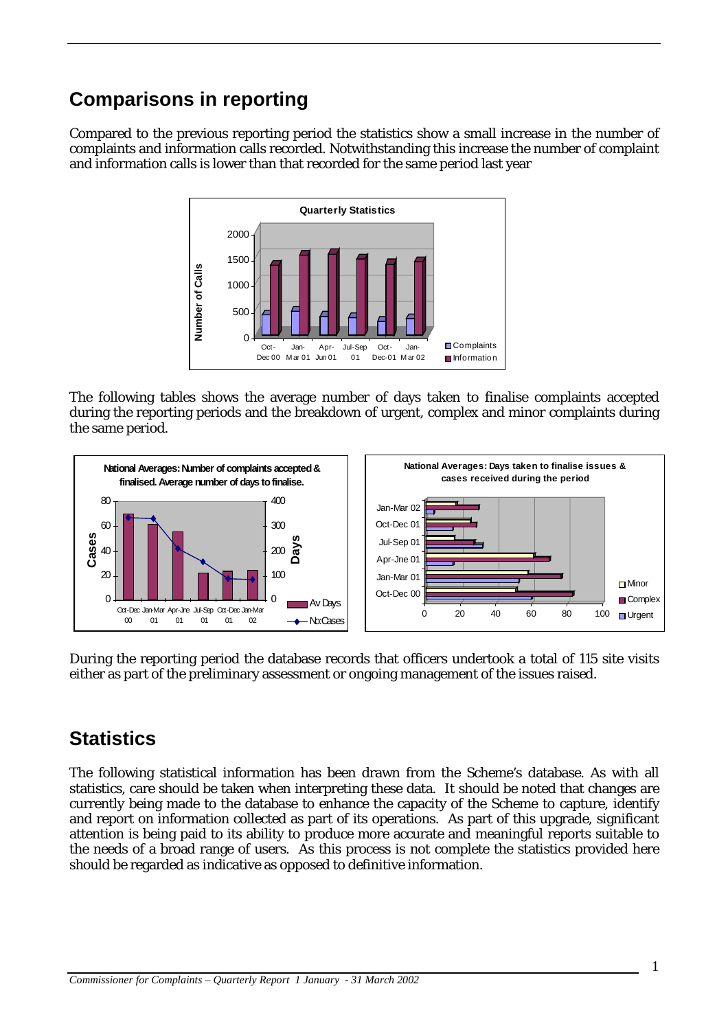## Comparisons in reporting

Compared to the previous reporting period the statistics show a small increase in the number of complaints and information calls recorded. Notwithstanding this increase the number of complaint and information calls is lower than that recorded for the same period last year

The following tables shows the average number of days taken to finalise complaints accepted during the reporting periods and the breakdown of urgent, complex and minor complaints during the same period.

During the reporting period the database records that officers undertook a total of 115 site visits either as part of the preliminary assessment or ongoing management of the issues raised.

## Statistics

The following statistical information has been drawn from the Scheme's database. As with all statistics, care should be taken when interpreting these data. It should be noted that changes are currently being made to the database to enhance the capacity of the Scheme to capture, identify and report on information collected as part of its operations. As part of this upgrade, significant attention is being paid to its ability to produce more accurate and meaningful reports suitable to the needs of a broad range of users. As this process is not complete the statistics provided here should be regarded as indicative as opposed to definitive information.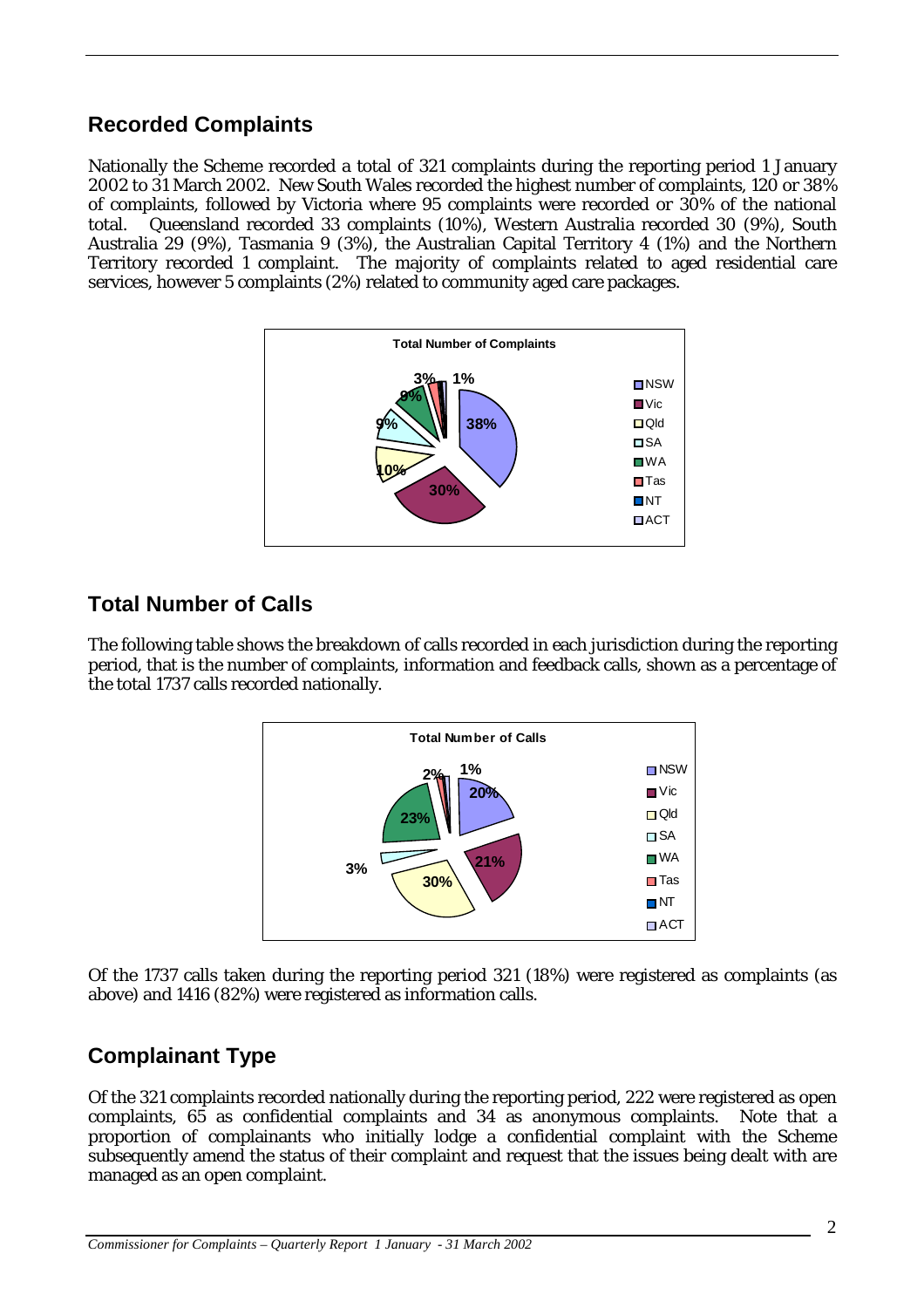## Recorded Complaints

Nationally the Scheme recorded a total of 321 complaints during the reporting period 1 January 2002 to 31 March 2002. New South Wales recorded the highest number of complaints, 120 or 38% of complaints, followed by Victoria where 95 complaints were recorded or 30% of the national total. Queensland recorded 33 complaints (10%), Western Australia recorded 30 (9%), South Australia 29 (9%), Tasmania 9 (3%), the Australian Capital Territory 4 (1%) and the Northern Territory recorded 1 complaint. The majority of complaints related to aged residential care services, however 5 complaints (2%) related to community aged care packages.

**Total Number of Complaints**

| Jurisdiction | % |
|---|---|
| NSW | 38% |
| Vic | 30% |
| Qld | 10% |
| SA | 9% |
| WA | 9% |
| Tas | 3% |
| NT | |
| ACT | 1% |

## Total Number of Calls

The following table shows the breakdown of calls recorded in each jurisdiction during the reporting period, that is the number of complaints, information and feedback calls, shown as a percentage of the total 1737 calls recorded nationally.

**Total Number of Calls**

| Jurisdiction | % |
|---|---|
| NSW | 20% |
| Vic | 21% |
| Qld | 30% |
| SA | 3% |
| WA | 23% |
| Tas | 2% |
| NT | |
| ACT | 1% |

Of the 1737 calls taken during the reporting period 321 (18%) were registered as complaints (as above) and 1416 (82%) were registered as information calls.

## Complainant Type

Of the 321 complaints recorded nationally during the reporting period, 222 were registered as open complaints, 65 as confidential complaints and 34 as anonymous complaints. Note that a proportion of complainants who initially lodge a confidential complaint with the Scheme subsequently amend the status of their complaint and request that the issues being dealt with are managed as an open complaint.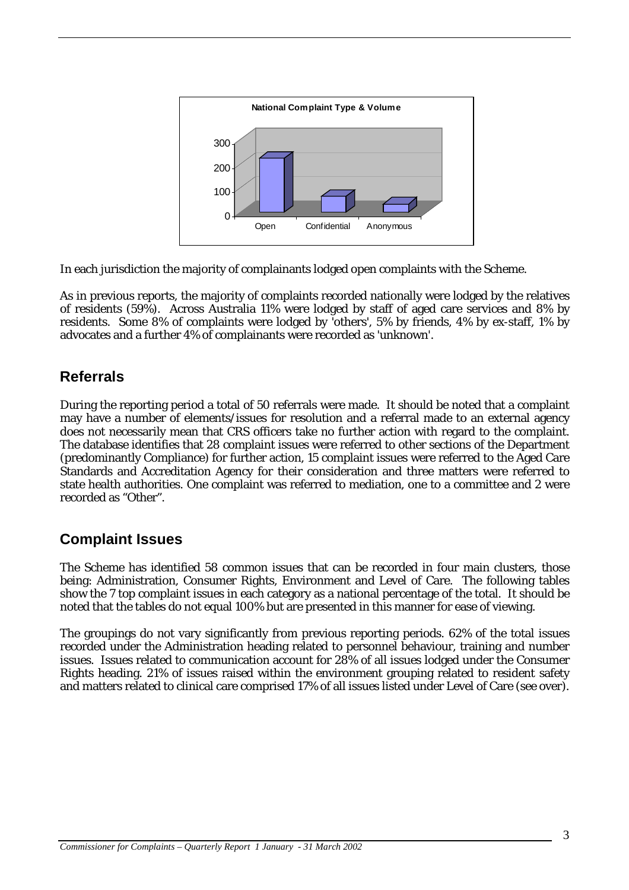**National Complaint Type & Volume**

In each jurisdiction the majority of complainants lodged open complaints with the Scheme.

As in previous reports, the majority of complaints recorded nationally were lodged by the relatives of residents (59%). Across Australia 11% were lodged by staff of aged care services and 8% by residents. Some 8% of complaints were lodged by 'others', 5% by friends, 4% by ex-staff, 1% by advocates and a further 4% of complainants were recorded as 'unknown'.

## Referrals

During the reporting period a total of 50 referrals were made. It should be noted that a complaint may have a number of elements/issues for resolution and a referral made to an external agency does not necessarily mean that CRS officers take no further action with regard to the complaint. The database identifies that 28 complaint issues were referred to other sections of the Department (predominantly Compliance) for further action, 15 complaint issues were referred to the Aged Care Standards and Accreditation Agency for their consideration and three matters were referred to state health authorities. One complaint was referred to mediation, one to a committee and 2 were recorded as "Other".

## Complaint Issues

The Scheme has identified 58 common issues that can be recorded in four main clusters, those being: Administration, Consumer Rights, Environment and Level of Care. The following tables show the 7 top complaint issues in each category as a national percentage of the total. It should be noted that the tables do not equal 100% but are presented in this manner for ease of viewing.

The groupings do not vary significantly from previous reporting periods. 62% of the total issues recorded under the Administration heading related to personnel behaviour, training and number issues. Issues related to communication account for 28% of all issues lodged under the Consumer Rights heading. 21% of issues raised within the environment grouping related to resident safety and matters related to clinical care comprised 17% of all issues listed under Level of Care (see over).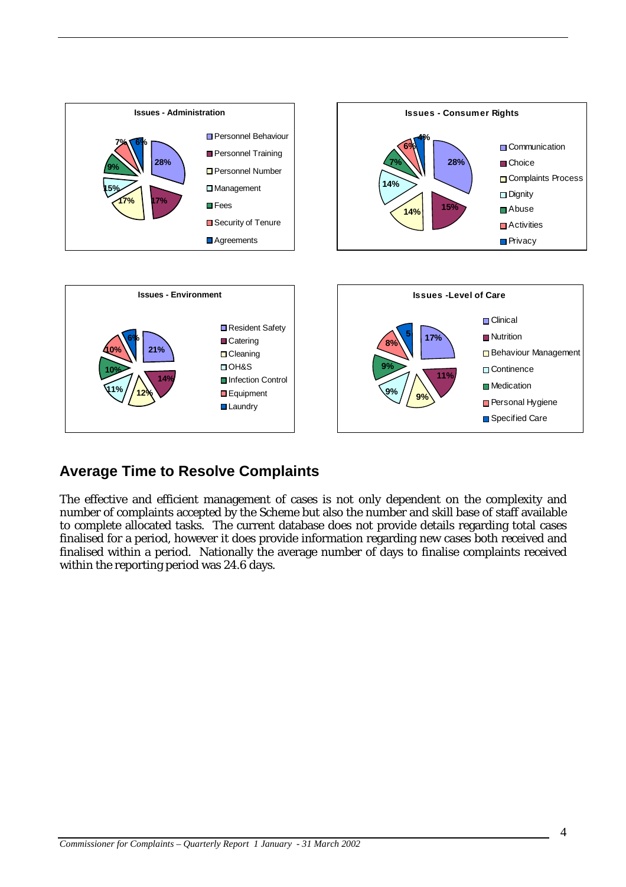**Issues - Administration**

- Personnel Behaviour: 28%
- Personnel Training: 17%
- Personnel Number: 17%
- Management: 15%
- Fees: 9%
- Security of Tenure: 7%
- Agreements: 6%

**Issues - Consumer Rights**

- Communication: 28%
- Choice: 15%
- Complaints Process: 14%
- Dignity: 14%
- Abuse: 7%
- Activities: 6%
- Privacy: 4%

**Issues - Environment**

- Resident Safety: 21%
- Catering: 14%
- Cleaning: 12%
- OH&S: 11%
- Infection Control: 10%
- Equipment: 10%
- Laundry: 6%

**Issues -Level of Care**

- Clinical: 17%
- Nutrition: 11%
- Behaviour Management: 9%
- Continence: 9%
- Medication: 9%
- Personal Hygiene: 8%
- Specified Care: 5

## Average Time to Resolve Complaints

The effective and efficient management of cases is not only dependent on the complexity and number of complaints accepted by the Scheme but also the number and skill base of staff available to complete allocated tasks. The current database does not provide details regarding total cases finalised for a period, however it does provide information regarding new cases both received and finalised within a period. Nationally the average number of days to finalise complaints received within the reporting period was 24.6 days.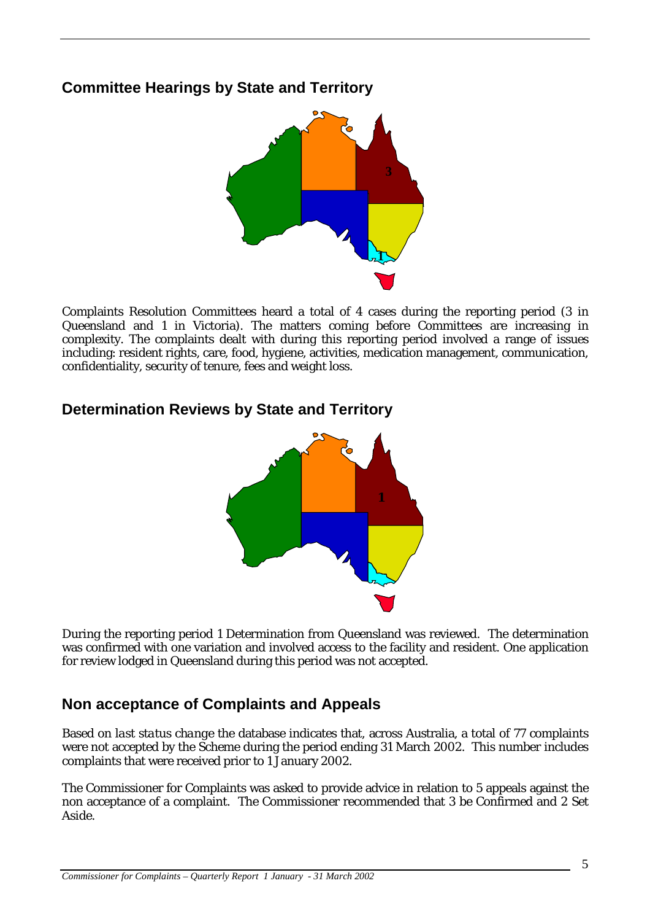## Committee Hearings by State and Territory

3

1

Complaints Resolution Committees heard a total of 4 cases during the reporting period (3 in Queensland and 1 in Victoria). The matters coming before Committees are increasing in complexity. The complaints dealt with during this reporting period involved a range of issues including: resident rights, care, food, hygiene, activities, medication management, communication, confidentiality, security of tenure, fees and weight loss.

## Determination Reviews by State and Territory

1

During the reporting period 1 Determination from Queensland was reviewed. The determination was confirmed with one variation and involved access to the facility and resident. One application for review lodged in Queensland during this period was not accepted.

## Non acceptance of Complaints and Appeals

Based on *last status change* the database indicates that, across Australia, a total of 77 complaints were not accepted by the Scheme during the period ending 31 March 2002. This number includes complaints that were received prior to 1 January 2002.

The Commissioner for Complaints was asked to provide advice in relation to 5 appeals against the non acceptance of a complaint. The Commissioner recommended that 3 be Confirmed and 2 Set Aside.